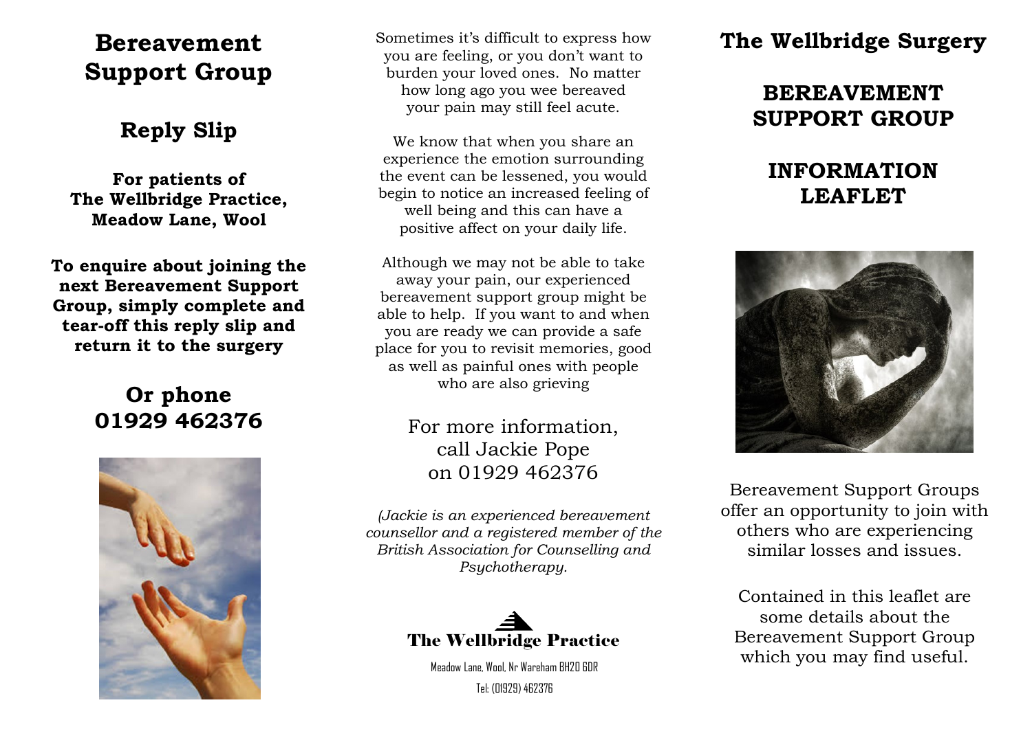# Bereavement Support Group

## Reply Slip

**For patients of The Wellbridge Practice, Meadow Lane, Wool**

**To enquire about joining the next Bereavement Support Group, simply complete and tear-off this reply slip and return it to the surgery**

## Or phone 01929 462376

Sometimes it's difficult to express how you are feeling, or you don't want to burden your loved ones. No matter how long ago you wee bereaved your pain may still feel acute.

We know that when you share an experience the emotion surrounding the event can be lessened, you would begin to notice an increased feeling of well being and this can have a positive affect on your daily life.

Although we may not be able to take away your pain, our experienced bereavement support group might be able to help. If you want to and when you are ready we can provide a safe place for you to revisit memories, good as well as painful ones with people who are also grieving

For more information, call Jackie Pope on 01929 462376

*(Jackie is an experienced bereavement counsellor and a registered member of the British Association for Counselling and Psychotherapy.*

**The Wellbridge Practice**

Meadow Lane, Wool, Nr Wareham BH20 6DR

Tel: (01929) 462376

# The Wellbridge Surgery

## BEREAVEMENT SUPPORT GROUP

## INFORMATION LEAFLET

Bereavement Support Groups offer an opportunity to join with others who are experiencing similar losses and issues.

Contained in this leaflet are some details about the Bereavement Support Group which you may find useful.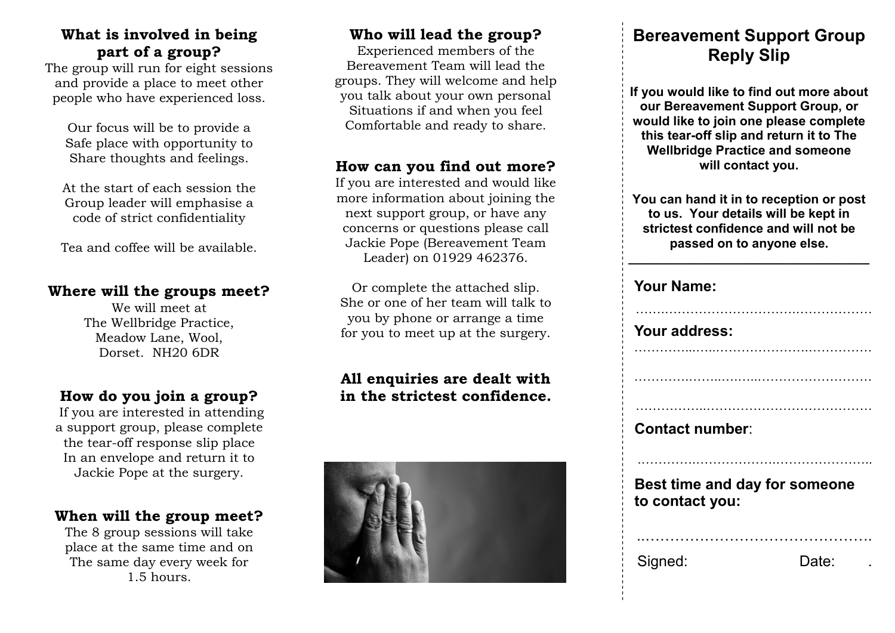## What is involved in being part of a group?

The group will run for eight sessions and provide a place to meet other people who have experienced loss.

Our focus will be to provide a Safe place with opportunity to Share thoughts and feelings.

At the start of each session the Group leader will emphasise a code of strict confidentiality

Tea and coffee will be available.

## Where will the groups meet?

We will meet at
The Wellbridge Practice,
Meadow Lane, Wool,
Dorset. NH20 6DR

## How do you join a group?

If you are interested in attending a support group, please complete the tear-off response slip place In an envelope and return it to Jackie Pope at the surgery.

## When will the group meet?

The 8 group sessions will take place at the same time and on The same day every week for 1.5 hours.

## Who will lead the group?

Experienced members of the Bereavement Team will lead the groups. They will welcome and help you talk about your own personal Situations if and when you feel Comfortable and ready to share.

## How can you find out more?

If you are interested and would like more information about joining the next support group, or have any concerns or questions please call Jackie Pope (Bereavement Team Leader) on 01929 462376.

Or complete the attached slip. She or one of her team will talk to you by phone or arrange a time for you to meet up at the surgery.

**All enquiries are dealt with in the strictest confidence.**

## Bereavement Support Group Reply Slip

**If you would like to find out more about our Bereavement Support Group, or would like to join one please complete this tear-off slip and return it to The Wellbridge Practice and someone will contact you.**

**You can hand it in to reception or post to us. Your details will be kept in strictest confidence and will not be passed on to anyone else.**

---

**Your Name:**

……………………………………………………

**Your address:**

……………………………………………………

……………………………………………………

……………………………………………………

**Contact number**:

……………………………………………………

**Best time and day for someone to contact you:**

……………………………………………………

Signed: Date: .